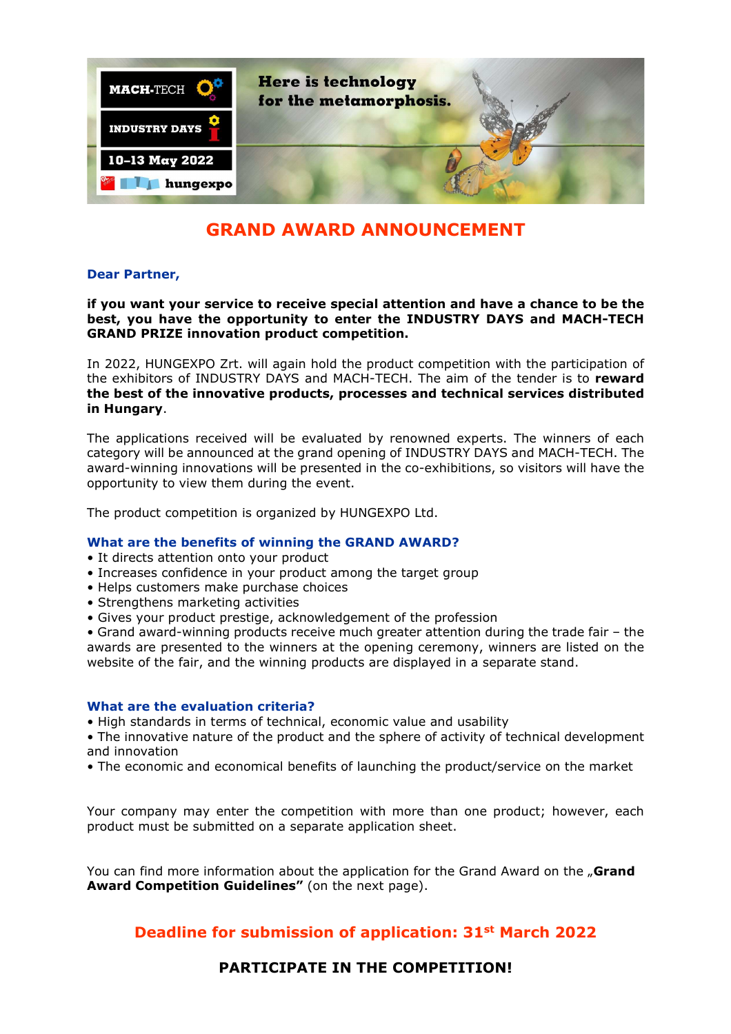MACH-TECH

INDUSTRY DAYS

10–13 May 2022

hungexpo

Here is technology for the metamorphosis.

# GRAND AWARD ANNOUNCEMENT

**Dear Partner,**

**if you want your service to receive special attention and have a chance to be the best, you have the opportunity to enter the INDUSTRY DAYS and MACH-TECH GRAND PRIZE innovation product competition.**

In 2022, HUNGEXPO Zrt. will again hold the product competition with the participation of the exhibitors of INDUSTRY DAYS and MACH-TECH. The aim of the tender is to **reward the best of the innovative products, processes and technical services distributed in Hungary**.

The applications received will be evaluated by renowned experts. The winners of each category will be announced at the grand opening of INDUSTRY DAYS and MACH-TECH. The award-winning innovations will be presented in the co-exhibitions, so visitors will have the opportunity to view them during the event.

The product competition is organized by HUNGEXPO Ltd.

**What are the benefits of winning the GRAND AWARD?**

- It directs attention onto your product
- Increases confidence in your product among the target group
- Helps customers make purchase choices
- Strengthens marketing activities
- Gives your product prestige, acknowledgement of the profession
- Grand award-winning products receive much greater attention during the trade fair – the awards are presented to the winners at the opening ceremony, winners are listed on the website of the fair, and the winning products are displayed in a separate stand.

**What are the evaluation criteria?**

- High standards in terms of technical, economic value and usability
- The innovative nature of the product and the sphere of activity of technical development and innovation
- The economic and economical benefits of launching the product/service on the market

Your company may enter the competition with more than one product; however, each product must be submitted on a separate application sheet.

You can find more information about the application for the Grand Award on the „**Grand Award Competition Guidelines"** (on the next page).

**Deadline for submission of application: 31st March 2022**

**PARTICIPATE IN THE COMPETITION!**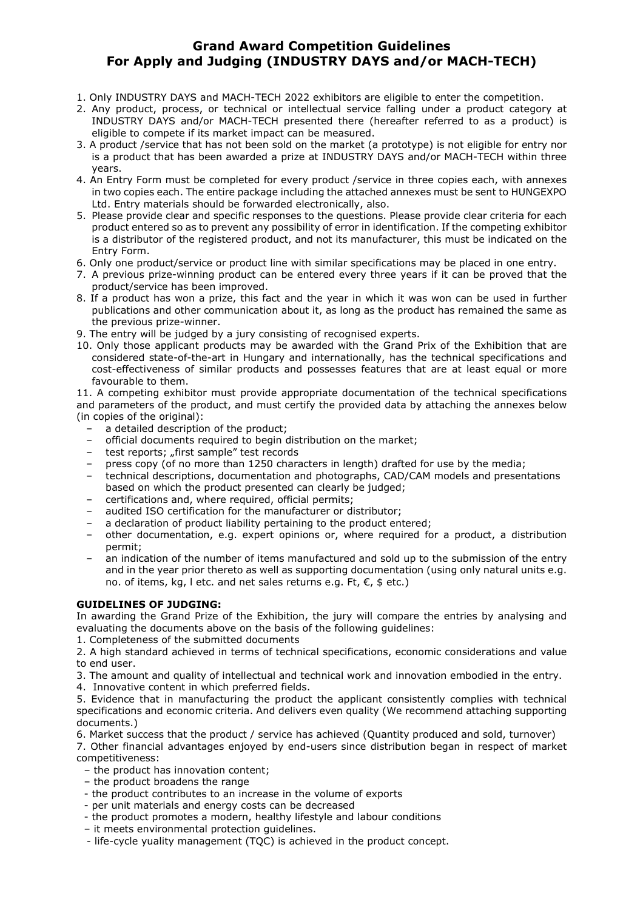# Grand Award Competition Guidelines
# For Apply and Judging (INDUSTRY DAYS and/or MACH-TECH)

1. Only INDUSTRY DAYS and MACH-TECH 2022 exhibitors are eligible to enter the competition.
2. Any product, process, or technical or intellectual service falling under a product category at INDUSTRY DAYS and/or MACH-TECH presented there (hereafter referred to as a product) is eligible to compete if its market impact can be measured.
3. A product /service that has not been sold on the market (a prototype) is not eligible for entry nor is a product that has been awarded a prize at INDUSTRY DAYS and/or MACH-TECH within three years.
4. An Entry Form must be completed for every product /service in three copies each, with annexes in two copies each. The entire package including the attached annexes must be sent to HUNGEXPO Ltd. Entry materials should be forwarded electronically, also.
5. Please provide clear and specific responses to the questions. Please provide clear criteria for each product entered so as to prevent any possibility of error in identification. If the competing exhibitor is a distributor of the registered product, and not its manufacturer, this must be indicated on the Entry Form.
6. Only one product/service or product line with similar specifications may be placed in one entry.
7. A previous prize-winning product can be entered every three years if it can be proved that the product/service has been improved.
8. If a product has won a prize, this fact and the year in which it was won can be used in further publications and other communication about it, as long as the product has remained the same as the previous prize-winner.
9. The entry will be judged by a jury consisting of recognised experts.
10. Only those applicant products may be awarded with the Grand Prix of the Exhibition that are considered state-of-the-art in Hungary and internationally, has the technical specifications and cost-effectiveness of similar products and possesses features that are at least equal or more favourable to them.
11. A competing exhibitor must provide appropriate documentation of the technical specifications and parameters of the product, and must certify the provided data by attaching the annexes below (in copies of the original):
    - a detailed description of the product;
    - official documents required to begin distribution on the market;
    - test reports; „first sample" test records
    - press copy (of no more than 1250 characters in length) drafted for use by the media;
    - technical descriptions, documentation and photographs, CAD/CAM models and presentations based on which the product presented can clearly be judged;
    - certifications and, where required, official permits;
    - audited ISO certification for the manufacturer or distributor;
    - a declaration of product liability pertaining to the product entered;
    - other documentation, e.g. expert opinions or, where required for a product, a distribution permit;
    - an indication of the number of items manufactured and sold up to the submission of the entry and in the year prior thereto as well as supporting documentation (using only natural units e.g. no. of items, kg, l etc. and net sales returns e.g. Ft, €, $ etc.)

**GUIDELINES OF JUDGING:**

In awarding the Grand Prize of the Exhibition, the jury will compare the entries by analysing and evaluating the documents above on the basis of the following guidelines:

1. Completeness of the submitted documents
2. A high standard achieved in terms of technical specifications, economic considerations and value to end user.
3. The amount and quality of intellectual and technical work and innovation embodied in the entry.
4. Innovative content in which preferred fields.
5. Evidence that in manufacturing the product the applicant consistently complies with technical specifications and economic criteria. And delivers even quality (We recommend attaching supporting documents.)
6. Market success that the product / service has achieved (Quantity produced and sold, turnover)
7. Other financial advantages enjoyed by end-users since distribution began in respect of market competitiveness:
   - the product has innovation content;
   - the product broadens the range
   - the product contributes to an increase in the volume of exports
   - per unit materials and energy costs can be decreased
   - the product promotes a modern, healthy lifestyle and labour conditions
   - it meets environmental protection guidelines.
   - life-cycle yuality management (TQC) is achieved in the product concept.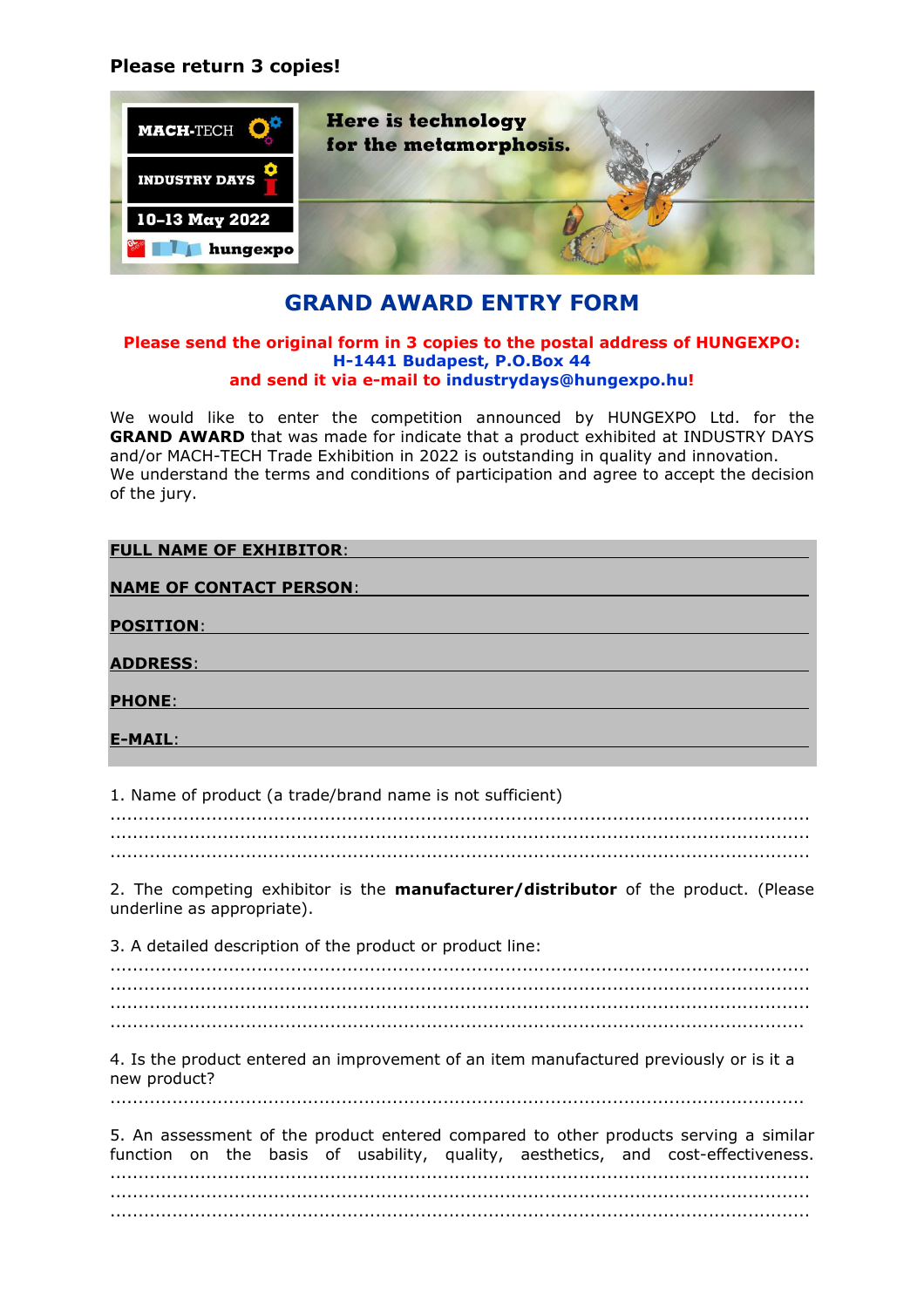**Please return 3 copies!**

MACH-TECH
INDUSTRY DAYS
10–13 May 2022
hungexpo

Here is technology for the metamorphosis.

# GRAND AWARD ENTRY FORM

**Please send the original form in 3 copies to the postal address of HUNGEXPO:**
**H-1441 Budapest, P.O.Box 44**
**and send it via e-mail to industrydays@hungexpo.hu!**

We would like to enter the competition announced by HUNGEXPO Ltd. for the **GRAND AWARD** that was made for indicate that a product exhibited at INDUSTRY DAYS and/or MACH-TECH Trade Exhibition in 2022 is outstanding in quality and innovation.
We understand the terms and conditions of participation and agree to accept the decision of the jury.

**FULL NAME OF EXHIBITOR**: ______________________________

**NAME OF CONTACT PERSON**: ______________________________

**POSITION**: ______________________________

**ADDRESS**: ______________________________

**PHONE**: ______________________________

**E-MAIL**: ______________________________

1. Name of product (a trade/brand name is not sufficient)
.......................................................................................................................
.......................................................................................................................
.......................................................................................................................

2. The competing exhibitor is the **manufacturer/distributor** of the product. (Please underline as appropriate).

3. A detailed description of the product or product line:
.......................................................................................................................
.......................................................................................................................
.......................................................................................................................
.......................................................................................................................

4. Is the product entered an improvement of an item manufactured previously or is it a new product?
.......................................................................................................................

5. An assessment of the product entered compared to other products serving a similar function on the basis of usability, quality, aesthetics, and cost-effectiveness.
.......................................................................................................................
.......................................................................................................................
.......................................................................................................................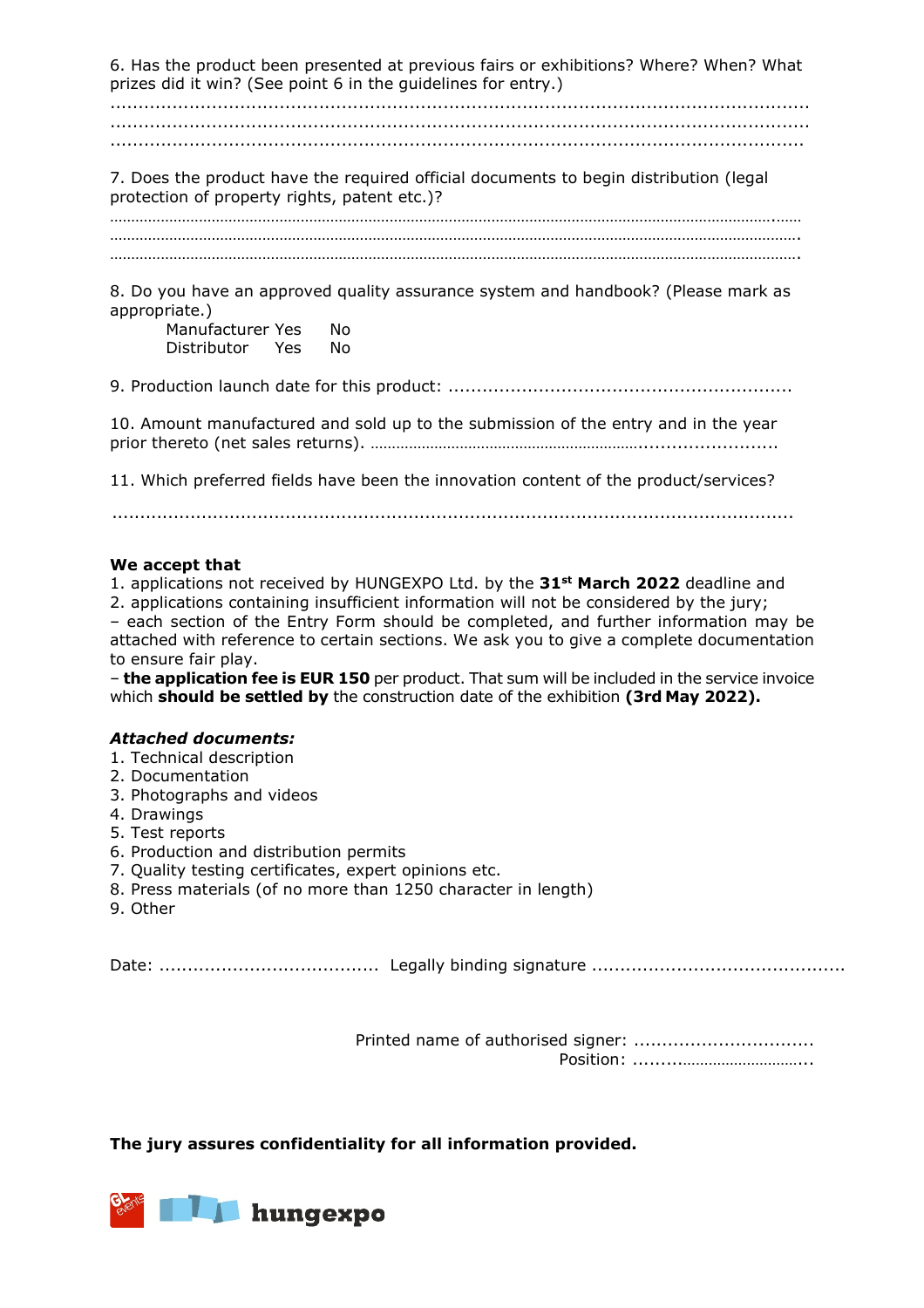6. Has the product been presented at previous fairs or exhibitions? Where? When? What prizes did it win? (See point 6 in the guidelines for entry.)

.......................................................................................................................
.......................................................................................................................
.......................................................................................................................

7. Does the product have the required official documents to begin distribution (legal protection of property rights, patent etc.)?

…………………………………………………………………………………………………………………………………………..……
…………………………………………………………………………………………………………………………………………….
…………………………………………………………………………………………………………………………………………….

8. Do you have an approved quality assurance system and handbook? (Please mark as appropriate.)

Manufacturer Yes No
Distributor Yes No

9. Production launch date for this product: ............................................................

10. Amount manufactured and sold up to the submission of the entry and in the year prior thereto (net sales returns). ………………………………………………………..........................

11. Which preferred fields have been the innovation content of the product/services?

.......................................................................................................................

**We accept that**

1. applications not received by HUNGEXPO Ltd. by the **31st March 2022** deadline and
2. applications containing insufficient information will not be considered by the jury;

– each section of the Entry Form should be completed, and further information may be attached with reference to certain sections. We ask you to give a complete documentation to ensure fair play.

– **the application fee is EUR 150** per product. That sum will be included in the service invoice which **should be settled by** the construction date of the exhibition **(3rd May 2022).**

***Attached documents:***

1. Technical description
2. Documentation
3. Photographs and videos
4. Drawings
5. Test reports
6. Production and distribution permits
7. Quality testing certificates, expert opinions etc.
8. Press materials (of no more than 1250 character in length)
9. Other

Date: ...................................... Legally binding signature ...........................................

Printed name of authorised signer: ...............................
Position: ........……………………...

**The jury assures confidentiality for all information provided.**